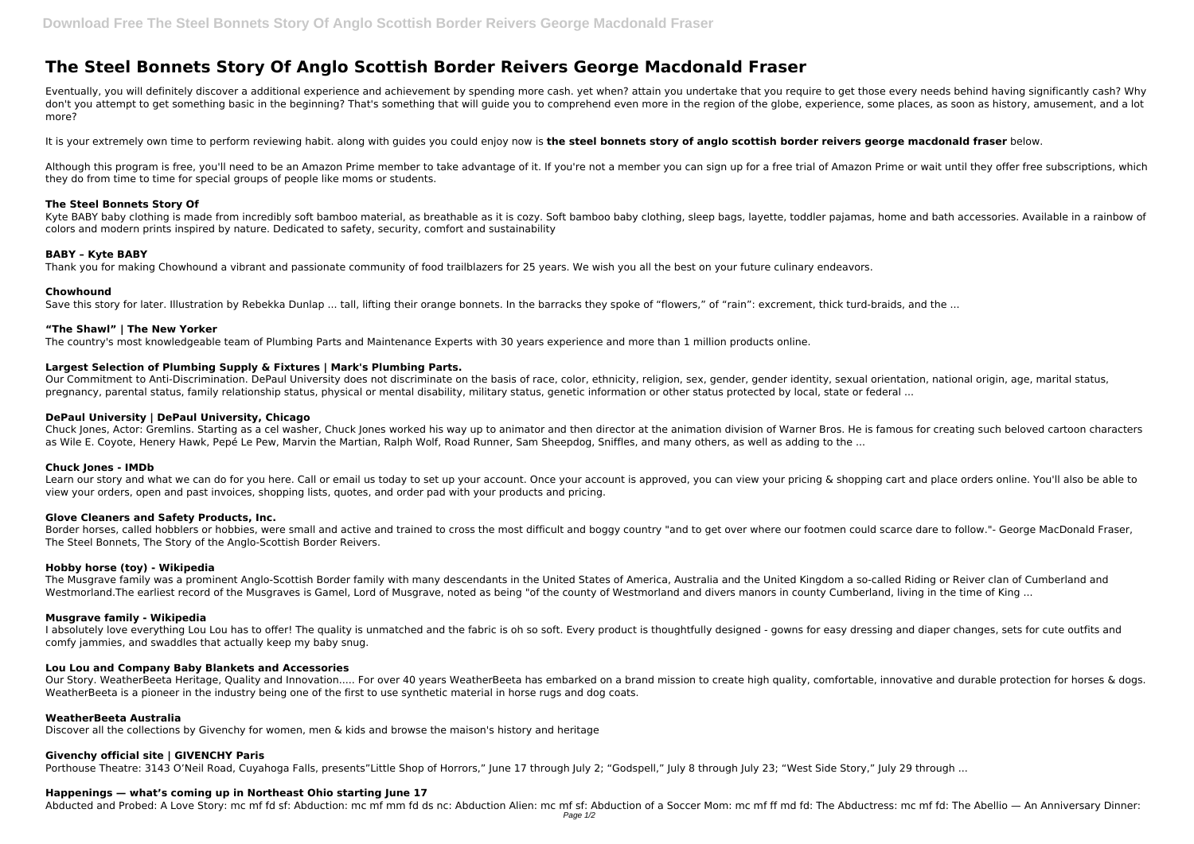# The Steel Bonnets Story Of Anglo Scottish Border Reivers George Macdonald Fraser

Eventually, you will definitely discover a additional experience and achievement by spending more cash. yet when? attain you undertake that you require to get those every needs behind having significantly cash? Why don't you attempt to get something basic in the beginning? That's something that will guide you to comprehend even more in the region of the globe, experience, some places, as soon as history, amusement, and a lot more?

It is your extremely own time to perform reviewing habit. along with guides you could enjoy now is **the steel bonnets story of anglo scottish border reivers george macdonald fraser** below.

Although this program is free, you'll need to be an Amazon Prime member to take advantage of it. If you're not a member you can sign up for a free trial of Amazon Prime or wait until they offer free subscriptions, which they do from time to time for special groups of people like moms or students.

### The Steel Bonnets Story Of

Kyte BABY baby clothing is made from incredibly soft bamboo material, as breathable as it is cozy. Soft bamboo baby clothing, sleep bags, layette, toddler pajamas, home and bath accessories. Available in a rainbow of colors and modern prints inspired by nature. Dedicated to safety, security, comfort and sustainability

### BABY – Kyte BABY

Thank you for making Chowhound a vibrant and passionate community of food trailblazers for 25 years. We wish you all the best on your future culinary endeavors.

### Chowhound

Save this story for later. Illustration by Rebekka Dunlap ... tall, lifting their orange bonnets. In the barracks they spoke of "flowers," of "rain": excrement, thick turd-braids, and the ...

### "The Shawl" | The New Yorker

The country's most knowledgeable team of Plumbing Parts and Maintenance Experts with 30 years experience and more than 1 million products online.

### Largest Selection of Plumbing Supply & Fixtures | Mark's Plumbing Parts.

Our Commitment to Anti-Discrimination. DePaul University does not discriminate on the basis of race, color, ethnicity, religion, sex, gender, gender identity, sexual orientation, national origin, age, marital status, pregnancy, parental status, family relationship status, physical or mental disability, military status, genetic information or other status protected by local, state or federal ...

### DePaul University | DePaul University, Chicago

Chuck Jones, Actor: Gremlins. Starting as a cel washer, Chuck Jones worked his way up to animator and then director at the animation division of Warner Bros. He is famous for creating such beloved cartoon characters as Wile E. Coyote, Henery Hawk, Pepé Le Pew, Marvin the Martian, Ralph Wolf, Road Runner, Sam Sheepdog, Sniffles, and many others, as well as adding to the ...

### Chuck Jones - IMDb

Learn our story and what we can do for you here. Call or email us today to set up your account. Once your account is approved, you can view your pricing & shopping cart and place orders online. You'll also be able to view your orders, open and past invoices, shopping lists, quotes, and order pad with your products and pricing.

### Glove Cleaners and Safety Products, Inc.

Border horses, called hobblers or hobbies, were small and active and trained to cross the most difficult and boggy country "and to get over where our footmen could scarce dare to follow."- George MacDonald Fraser, The Steel Bonnets, The Story of the Anglo-Scottish Border Reivers.

### Hobby horse (toy) - Wikipedia

The Musgrave family was a prominent Anglo-Scottish Border family with many descendants in the United States of America, Australia and the United Kingdom a so-called Riding or Reiver clan of Cumberland and Westmorland.The earliest record of the Musgraves is Gamel, Lord of Musgrave, noted as being "of the county of Westmorland and divers manors in county Cumberland, living in the time of King ...

### Musgrave family - Wikipedia

I absolutely love everything Lou Lou has to offer! The quality is unmatched and the fabric is oh so soft. Every product is thoughtfully designed - gowns for easy dressing and diaper changes, sets for cute outfits and comfy jammies, and swaddles that actually keep my baby snug.

### Lou Lou and Company Baby Blankets and Accessories

Our Story. WeatherBeeta Heritage, Quality and Innovation..... For over 40 years WeatherBeeta has embarked on a brand mission to create high quality, comfortable, innovative and durable protection for horses & dogs. WeatherBeeta is a pioneer in the industry being one of the first to use synthetic material in horse rugs and dog coats.

### WeatherBeeta Australia

Discover all the collections by Givenchy for women, men & kids and browse the maison's history and heritage

### Givenchy official site | GIVENCHY Paris

Porthouse Theatre: 3143 O'Neil Road, Cuyahoga Falls, presents"Little Shop of Horrors," June 17 through July 2; "Godspell," July 8 through July 23; "West Side Story," July 29 through ...

### Happenings — what's coming up in Northeast Ohio starting June 17

Abducted and Probed: A Love Story: mc mf fd sf: Abduction: mc mf mm fd ds nc: Abduction Alien: mc mf sf: Abduction of a Soccer Mom: mc mf ff md fd: The Abductress: mc mf fd: The Abellio — An Anniversary Dinner: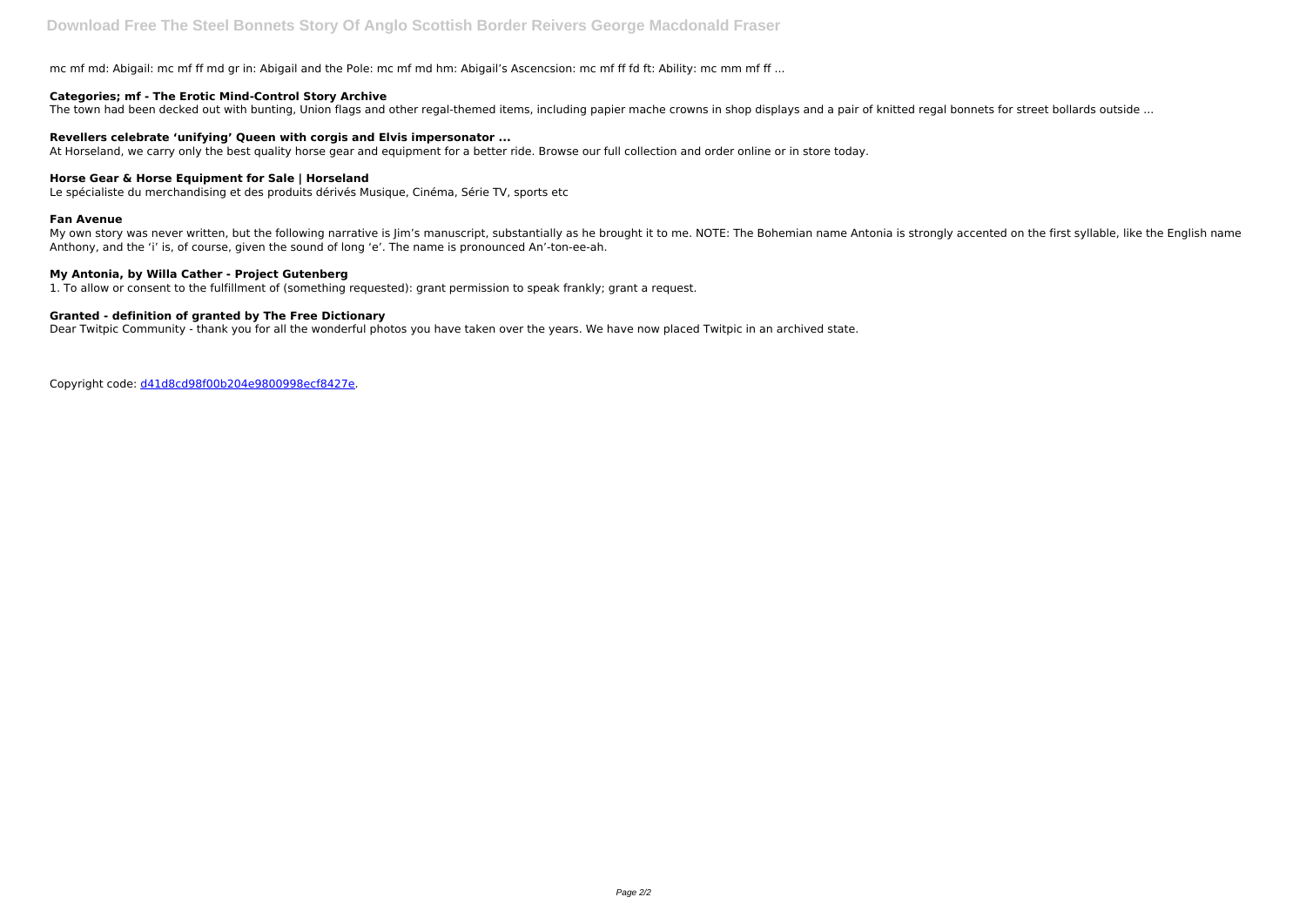mc mf md: Abigail: mc mf ff md gr in: Abigail and the Pole: mc mf md hm: Abigail's Ascencsion: mc mf ff fd ft: Ability: mc mm mf ff ...

### Categories; mf - The Erotic Mind-Control Story Archive

The town had been decked out with bunting, Union flags and other regal-themed items, including papier mache crowns in shop displays and a pair of knitted regal bonnets for street bollards outside ...

### Revellers celebrate 'unifying' Queen with corgis and Elvis impersonator ...

At Horseland, we carry only the best quality horse gear and equipment for a better ride. Browse our full collection and order online or in store today.

### Horse Gear & Horse Equipment for Sale | Horseland

Le spécialiste du merchandising et des produits dérivés Musique, Cinéma, Série TV, sports etc

### Fan Avenue

My own story was never written, but the following narrative is Jim's manuscript, substantially as he brought it to me. NOTE: The Bohemian name Antonia is strongly accented on the first syllable, like the English name Anthony, and the 'i' is, of course, given the sound of long 'e'. The name is pronounced An'-ton-ee-ah.

### My Antonia, by Willa Cather - Project Gutenberg

1. To allow or consent to the fulfillment of (something requested): grant permission to speak frankly; grant a request.

### Granted - definition of granted by The Free Dictionary

Dear Twitpic Community - thank you for all the wonderful photos you have taken over the years. We have now placed Twitpic in an archived state.

Copyright code: d41d8cd98f00b204e9800998ecf8427e.